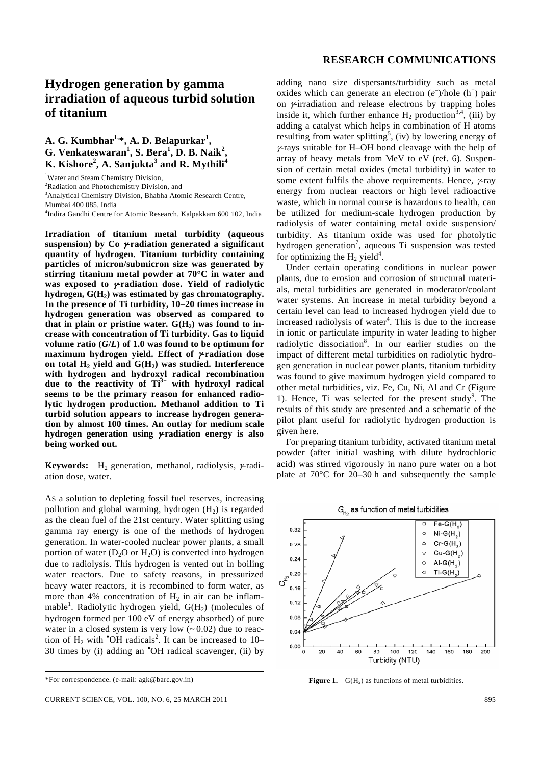# Hydrogen generation by gamma irradiation of aqueous turbid solution of titanium

**A. G. Kumbhar[1,*], A. D. Belapurkar[1], G. Venkateswaran[1], S. Bera[1], D. B. Naik[2], K. Kishore[2], A. Sanjukta[3] and R. Mythili[4]**

[1]Water and Steam Chemistry Division,
[2]Radiation and Photochemistry Division, and
[3]Analytical Chemistry Division, Bhabha Atomic Research Centre, Mumbai 400 085, India
[4]Indira Gandhi Centre for Atomic Research, Kalpakkam 600 102, India

**Irradiation of titanium metal turbidity (aqueous suspension) by Co $\gamma$-radiation generated a significant quantity of hydrogen. Titanium turbidity containing particles of micron/submicron size was generated by stirring titanium metal powder at 70°C in water and was exposed to $\gamma$-radiation dose. Yield of radiolytic hydrogen, $G(H_2)$ was estimated by gas chromatography. In the presence of Ti turbidity, 10–20 times increase in hydrogen generation was observed as compared to that in plain or pristine water. $G(H_2)$ was found to increase with concentration of Ti turbidity. Gas to liquid volume ratio (*G*/*L*) of 1.0 was found to be optimum for maximum hydrogen yield. Effect of $\gamma$-radiation dose on total $H_2$ yield and $G(H_2)$ was studied. Interference with hydrogen and hydroxyl radical recombination due to the reactivity of $Ti^{3+}$ with hydroxyl radical seems to be the primary reason for enhanced radiolytic hydrogen production. Methanol addition to Ti turbid solution appears to increase hydrogen generation by almost 100 times. An outlay for medium scale hydrogen generation using $\gamma$-radiation energy is also being worked out.**

**Keywords:** $H_2$ generation, methanol, radiolysis, $\gamma$-radiation dose, water.

As a solution to depleting fossil fuel reserves, increasing pollution and global warming, hydrogen ($H_2$) is regarded as the clean fuel of the 21st century. Water splitting using gamma ray energy is one of the methods of hydrogen generation. In water-cooled nuclear power plants, a small portion of water ($D_2O$ or $H_2O$) is converted into hydrogen due to radiolysis. This hydrogen is vented out in boiling water reactors. Due to safety reasons, in pressurized heavy water reactors, it is recombined to form water, as more than 4% concentration of $H_2$ in air can be inflammable[1]. Radiolytic hydrogen yield, $G(H_2)$ (molecules of hydrogen formed per 100 eV of energy absorbed) of pure water in a closed system is very low (~ 0.02) due to reaction of $H_2$ with $^{\bullet}OH$ radicals[2]. It can be increased to 10–30 times by (i) adding an $^{\bullet}OH$ radical scavenger, (ii) by adding nano size dispersants/turbidity such as metal oxides which can generate an electron ($e^-$)/hole ($h^+$) pair on $\gamma$-irradiation and release electrons by trapping holes inside it, which further enhance $H_2$ production[3,4], (iii) by adding a catalyst which helps in combination of H atoms resulting from water splitting[5], (iv) by lowering energy of $\gamma$-rays suitable for H–OH bond cleavage with the help of array of heavy metals from MeV to eV (ref. 6). Suspension of certain metal oxides (metal turbidity) in water to some extent fulfils the above requirements. Hence, $\gamma$-ray energy from nuclear reactors or high level radioactive waste, which in normal course is hazardous to health, can be utilized for medium-scale hydrogen production by radiolysis of water containing metal oxide suspension/turbidity. As titanium oxide was used for photolytic hydrogen generation[7], aqueous Ti suspension was tested for optimizing the $H_2$ yield[4].

Under certain operating conditions in nuclear power plants, due to erosion and corrosion of structural materials, metal turbidities are generated in moderator/coolant water systems. An increase in metal turbidity beyond a certain level can lead to increased hydrogen yield due to increased radiolysis of water[4]. This is due to the increase in ionic or particulate impurity in water leading to higher radiolytic dissociation[8]. In our earlier studies on the impact of different metal turbidities on radiolytic hydrogen generation in nuclear power plants, titanium turbidity was found to give maximum hydrogen yield compared to other metal turbidities, viz. Fe, Cu, Ni, Al and Cr (Figure 1). Hence, Ti was selected for the present study[9]. The results of this study are presented and a schematic of the pilot plant useful for radiolytic hydrogen production is given here.

For preparing titanium turbidity, activated titanium metal powder (after initial washing with dilute hydrochloric acid) was stirred vigorously in nano pure water on a hot plate at 70°C for 20–30 h and subsequently the sample

**Figure 1.** $G(H_2)$ as functions of metal turbidities.

\*For correspondence. (e-mail: agk@barc.gov.in)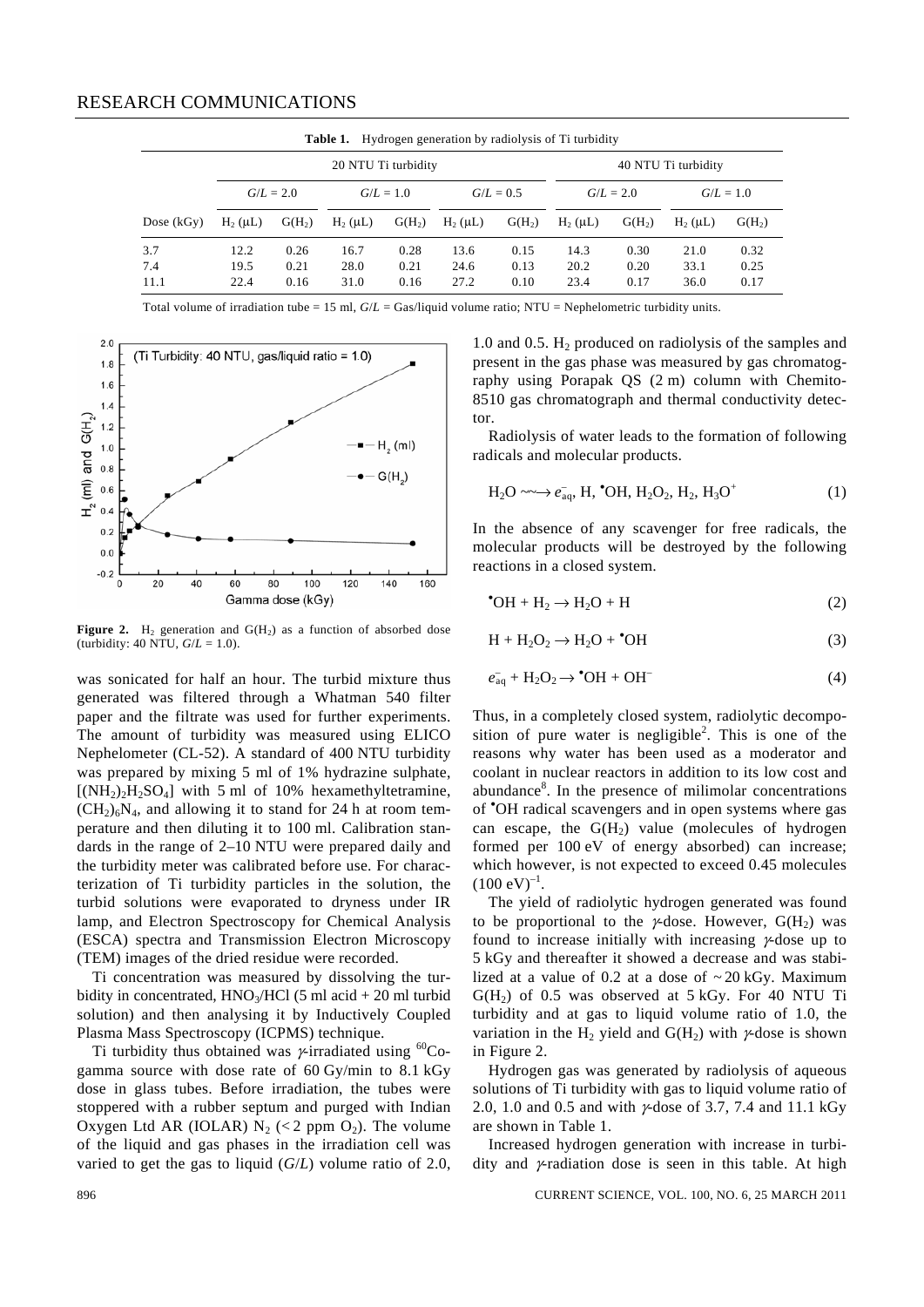**Table 1.** Hydrogen generation by radiolysis of Ti turbidity

| | 20 NTU Ti turbidity | | | | | | 40 NTU Ti turbidity | | | |
|---|---|---|---|---|---|---|---|---|---|---|
| | $G/L$ = 2.0 | | $G/L$ = 1.0 | | $G/L$ = 0.5 | | $G/L$ = 2.0 | | $G/L$ = 1.0 | |
| Dose (kGy) | $H_2$ (μL) | G($H_2$) | $H_2$ (μL) | G($H_2$) | $H_2$ (μL) | G($H_2$) | $H_2$ (μL) | G($H_2$) | $H_2$ (μL) | G($H_2$) |
| 3.7 | 12.2 | 0.26 | 16.7 | 0.28 | 13.6 | 0.15 | 14.3 | 0.30 | 21.0 | 0.32 |
| 7.4 | 19.5 | 0.21 | 28.0 | 0.21 | 24.6 | 0.13 | 20.2 | 0.20 | 33.1 | 0.25 |
| 11.1 | 22.4 | 0.16 | 31.0 | 0.16 | 27.2 | 0.10 | 23.4 | 0.17 | 36.0 | 0.17 |

Total volume of irradiation tube = 15 ml, $G/L$ = Gas/liquid volume ratio; NTU = Nephelometric turbidity units.

**Figure 2.** $H_2$ generation and G($H_2$) as a function of absorbed dose (turbidity: 40 NTU, $G/L$ = 1.0).

was sonicated for half an hour. The turbid mixture thus generated was filtered through a Whatman 540 filter paper and the filtrate was used for further experiments. The amount of turbidity was measured using ELICO Nephelometer (CL-52). A standard of 400 NTU turbidity was prepared by mixing 5 ml of 1% hydrazine sulphate, $[(NH_2)_2H_2SO_4]$ with 5 ml of 10% hexamethyltetramine, $(CH_2)_6N_4$, and allowing it to stand for 24 h at room temperature and then diluting it to 100 ml. Calibration standards in the range of 2–10 NTU were prepared daily and the turbidity meter was calibrated before use. For characterization of Ti turbidity particles in the solution, the turbid solutions were evaporated to dryness under IR lamp, and Electron Spectroscopy for Chemical Analysis (ESCA) spectra and Transmission Electron Microscopy (TEM) images of the dried residue were recorded.

Ti concentration was measured by dissolving the turbidity in concentrated, $HNO_3$/HCl (5 ml acid + 20 ml turbid solution) and then analysing it by Inductively Coupled Plasma Mass Spectroscopy (ICPMS) technique.

Ti turbidity thus obtained was $\gamma$-irradiated using $^{60}$Co-gamma source with dose rate of 60 Gy/min to 8.1 kGy dose in glass tubes. Before irradiation, the tubes were stoppered with a rubber septum and purged with Indian Oxygen Ltd AR (IOLAR) $N_2$ (< 2 ppm $O_2$). The volume of the liquid and gas phases in the irradiation cell was varied to get the gas to liquid ($G/L$) volume ratio of 2.0, 1.0 and 0.5. $H_2$ produced on radiolysis of the samples and present in the gas phase was measured by gas chromatography using Porapak QS (2 m) column with Chemito-8510 gas chromatograph and thermal conductivity detector.

Radiolysis of water leads to the formation of following radicals and molecular products.

$$H_2O \rightsquigarrow e^-_{aq}, H, {}^{\bullet}OH, H_2O_2, H_2, H_3O^+ \quad (1)$$

In the absence of any scavenger for free radicals, the molecular products will be destroyed by the following reactions in a closed system.

$${}^{\bullet}OH + H_2 \rightarrow H_2O + H \quad (2)$$

$$H + H_2O_2 \rightarrow H_2O + {}^{\bullet}OH \quad (3)$$

$$e^-_{aq} + H_2O_2 \rightarrow {}^{\bullet}OH + OH^- \quad (4)$$

Thus, in a completely closed system, radiolytic decomposition of pure water is negligible[2]. This is one of the reasons why water has been used as a moderator and coolant in nuclear reactors in addition to its low cost and abundance[8]. In the presence of milimolar concentrations of ${}^{\bullet}$OH radical scavengers and in open systems where gas can escape, the G($H_2$) value (molecules of hydrogen formed per 100 eV of energy absorbed) can increase; which however, is not expected to exceed 0.45 molecules $(100 \text{ eV})^{-1}$.

The yield of radiolytic hydrogen generated was found to be proportional to the $\gamma$-dose. However, G($H_2$) was found to increase initially with increasing $\gamma$-dose up to 5 kGy and thereafter it showed a decrease and was stabilized at a value of 0.2 at a dose of ~ 20 kGy. Maximum G($H_2$) of 0.5 was observed at 5 kGy. For 40 NTU Ti turbidity and at gas to liquid volume ratio of 1.0, the variation in the $H_2$ yield and G($H_2$) with $\gamma$-dose is shown in Figure 2.

Hydrogen gas was generated by radiolysis of aqueous solutions of Ti turbidity with gas to liquid volume ratio of 2.0, 1.0 and 0.5 and with $\gamma$-dose of 3.7, 7.4 and 11.1 kGy are shown in Table 1.

Increased hydrogen generation with increase in turbidity and $\gamma$-radiation dose is seen in this table. At high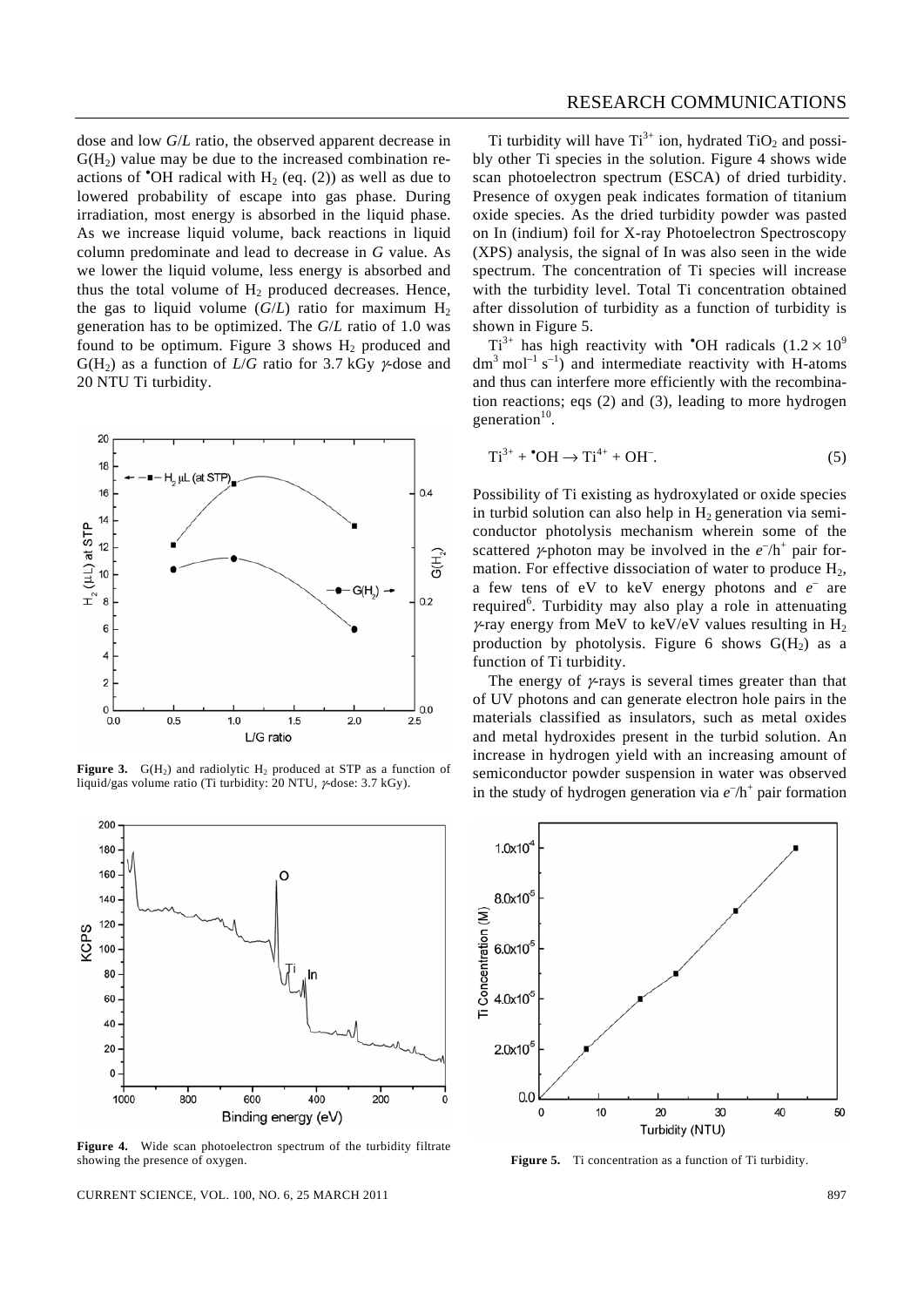dose and low *G*/*L* ratio, the observed apparent decrease in $G(H_2)$ value may be due to the increased combination reactions of $^{\bullet}OH$ radical with $H_2$ (eq. (2)) as well as due to lowered probability of escape into gas phase. During irradiation, most energy is absorbed in the liquid phase. As we increase liquid volume, back reactions in liquid column predominate and lead to decrease in *G* value. As we lower the liquid volume, less energy is absorbed and thus the total volume of $H_2$ produced decreases. Hence, the gas to liquid volume (*G*/*L*) ratio for maximum $H_2$ generation has to be optimized. The *G*/*L* ratio of 1.0 was found to be optimum. Figure 3 shows $H_2$ produced and $G(H_2)$ as a function of *L*/*G* ratio for 3.7 kGy $\gamma$-dose and 20 NTU Ti turbidity.

**Figure 3.** $G(H_2)$ and radiolytic $H_2$ produced at STP as a function of liquid/gas volume ratio (Ti turbidity: 20 NTU, $\gamma$-dose: 3.7 kGy).

**Figure 4.** Wide scan photoelectron spectrum of the turbidity filtrate showing the presence of oxygen.

Ti turbidity will have $Ti^{3+}$ ion, hydrated $TiO_2$ and possibly other Ti species in the solution. Figure 4 shows wide scan photoelectron spectrum (ESCA) of dried turbidity. Presence of oxygen peak indicates formation of titanium oxide species. As the dried turbidity powder was pasted on In (indium) foil for X-ray Photoelectron Spectroscopy (XPS) analysis, the signal of In was also seen in the wide spectrum. The concentration of Ti species will increase with the turbidity level. Total Ti concentration obtained after dissolution of turbidity as a function of turbidity is shown in Figure 5.

$Ti^{3+}$ has high reactivity with $^{\bullet}OH$ radicals ($1.2 \times 10^9$ $dm^3 \, mol^{-1} \, s^{-1}$) and intermediate reactivity with H-atoms and thus can interfere more efficiently with the recombination reactions; eqs (2) and (3), leading to more hydrogen generation[10].

$$Ti^{3+} + {}^{\bullet}OH \rightarrow Ti^{4+} + OH^{-}. \tag{5}$$

Possibility of Ti existing as hydroxylated or oxide species in turbid solution can also help in $H_2$ generation via semiconductor photolysis mechanism wherein some of the scattered $\gamma$-photon may be involved in the $e^-/h^+$ pair formation. For effective dissociation of water to produce $H_2$, a few tens of eV to keV energy photons and $e^-$ are required[6]. Turbidity may also play a role in attenuating $\gamma$-ray energy from MeV to keV/eV values resulting in $H_2$ production by photolysis. Figure 6 shows $G(H_2)$ as a function of Ti turbidity.

The energy of $\gamma$-rays is several times greater than that of UV photons and can generate electron hole pairs in the materials classified as insulators, such as metal oxides and metal hydroxides present in the turbid solution. An increase in hydrogen yield with an increasing amount of semiconductor powder suspension in water was observed in the study of hydrogen generation via $e^-/h^+$ pair formation

**Figure 5.** Ti concentration as a function of Ti turbidity.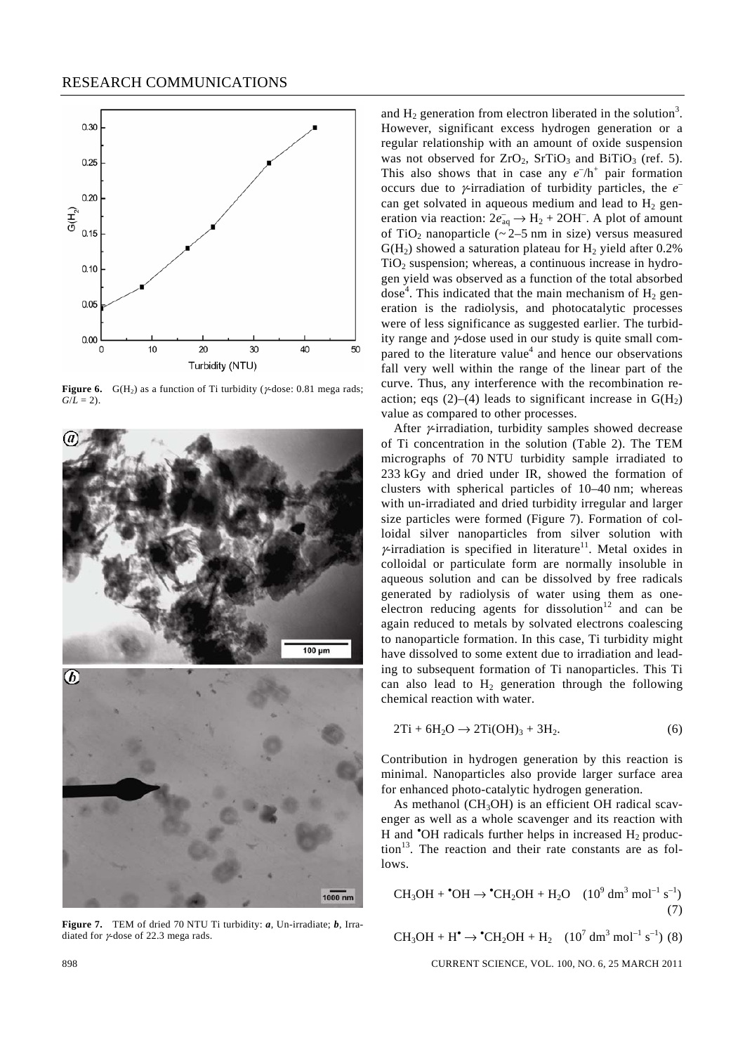**Figure 6.** $G(H_2)$ as a function of Ti turbidity (γ-dose: 0.81 mega rads; $G/L = 2$).

**Figure 7.** TEM of dried 70 NTU Ti turbidity: ***a***, Un-irradiate; ***b***, Irradiated for γ-dose of 22.3 mega rads.

and $H_2$ generation from electron liberated in the solution[3]. However, significant excess hydrogen generation or a regular relationship with an amount of oxide suspension was not observed for $ZrO_2$, $SrTiO_3$ and $BiTiO_3$ (ref. 5). This also shows that in case any $e^-/h^+$ pair formation occurs due to γ-irradiation of turbidity particles, the $e^-$ can get solvated in aqueous medium and lead to $H_2$ generation via reaction: $2e^-_{aq} \rightarrow H_2 + 2OH^-$. A plot of amount of $TiO_2$ nanoparticle (~ 2–5 nm in size) versus measured $G(H_2)$ showed a saturation plateau for $H_2$ yield after 0.2% $TiO_2$ suspension; whereas, a continuous increase in hydrogen yield was observed as a function of the total absorbed dose[4]. This indicated that the main mechanism of $H_2$ generation is the radiolysis, and photocatalytic processes were of less significance as suggested earlier. The turbidity range and γ-dose used in our study is quite small compared to the literature value[4] and hence our observations fall very well within the range of the linear part of the curve. Thus, any interference with the recombination reaction; eqs (2)–(4) leads to significant increase in $G(H_2)$ value as compared to other processes.

After γ-irradiation, turbidity samples showed decrease of Ti concentration in the solution (Table 2). The TEM micrographs of 70 NTU turbidity sample irradiated to 233 kGy and dried under IR, showed the formation of clusters with spherical particles of 10–40 nm; whereas with un-irradiated and dried turbidity irregular and larger size particles were formed (Figure 7). Formation of colloidal silver nanoparticles from silver solution with γ-irradiation is specified in literature[11]. Metal oxides in colloidal or particulate form are normally insoluble in aqueous solution and can be dissolved by free radicals generated by radiolysis of water using them as one-electron reducing agents for dissolution[12] and can be again reduced to metals by solvated electrons coalescing to nanoparticle formation. In this case, Ti turbidity might have dissolved to some extent due to irradiation and leading to subsequent formation of Ti nanoparticles. This Ti can also lead to $H_2$ generation through the following chemical reaction with water.

$$2Ti + 6H_2O \rightarrow 2Ti(OH)_3 + 3H_2. \quad (6)$$

Contribution in hydrogen generation by this reaction is minimal. Nanoparticles also provide larger surface area for enhanced photo-catalytic hydrogen generation.

As methanol ($CH_3OH$) is an efficient OH radical scavenger as well as a whole scavenger and its reaction with H and $^{\bullet}OH$ radicals further helps in increased $H_2$ production[13]. The reaction and their rate constants are as follows.

$$CH_3OH + {}^{\bullet}OH \rightarrow {}^{\bullet}CH_2OH + H_2O \quad (10^9 \text{ dm}^3 \text{ mol}^{-1} \text{ s}^{-1}) \quad (7)$$

$$CH_3OH + H^{\bullet} \rightarrow {}^{\bullet}CH_2OH + H_2 \quad (10^7 \text{ dm}^3 \text{ mol}^{-1} \text{ s}^{-1}) \quad (8)$$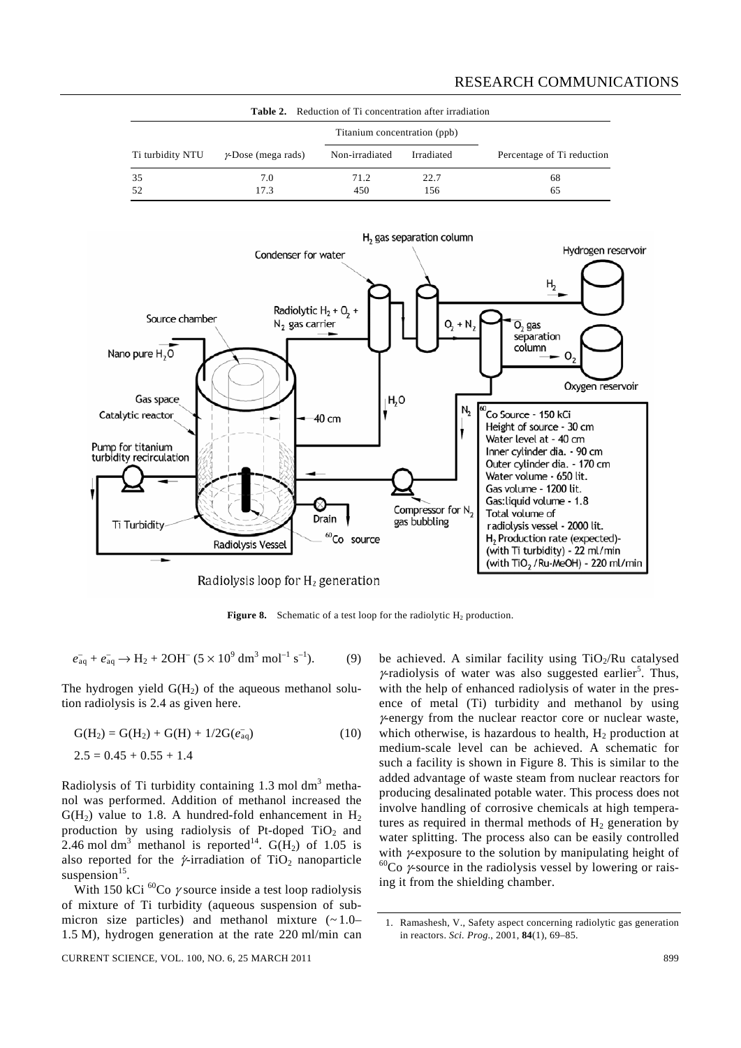**Table 2.** Reduction of Ti concentration after irradiation

| Ti turbidity NTU | $\gamma$-Dose (mega rads) | Titanium concentration (ppb) | | Percentage of Ti reduction |
|---|---|---|---|---|
| | | Non-irradiated | Irradiated | |
| 35 | 7.0 | 71.2 | 22.7 | 68 |
| 52 | 17.3 | 450 | 156 | 65 |

**Figure 8.** Schematic of a test loop for the radiolytic $H_2$ production.

$$e^-_{aq} + e^-_{aq} \rightarrow H_2 + 2OH^- \ (5 \times 10^9 \text{ dm}^3 \text{ mol}^{-1} \text{ s}^{-1}). \tag{9}$$

The hydrogen yield $G(H_2)$ of the aqueous methanol solution radiolysis is 2.4 as given here.

$$G(H_2) = G(H_2) + G(H) + 1/2G(e^-_{aq}) \tag{10}$$

$$2.5 = 0.45 + 0.55 + 1.4$$

Radiolysis of Ti turbidity containing 1.3 mol $dm^3$ methanol was performed. Addition of methanol increased the $G(H_2)$ value to 1.8. A hundred-fold enhancement in $H_2$ production by using radiolysis of Pt-doped $TiO_2$ and 2.46 mol $dm^3$ methanol is reported[14]. $G(H_2)$ of 1.05 is also reported for the $\gamma$-irradiation of $TiO_2$ nanoparticle suspension[15].

With 150 kCi $^{60}Co$ $\gamma$ source inside a test loop radiolysis of mixture of Ti turbidity (aqueous suspension of submicron size particles) and methanol mixture (~1.0–1.5 M), hydrogen generation at the rate 220 ml/min can be achieved. A similar facility using $TiO_2$/Ru catalysed $\gamma$-radiolysis of water was also suggested earlier[5]. Thus, with the help of enhanced radiolysis of water in the presence of metal (Ti) turbidity and methanol by using $\gamma$-energy from the nuclear reactor core or nuclear waste, which otherwise, is hazardous to health, $H_2$ production at medium-scale level can be achieved. A schematic for such a facility is shown in Figure 8. This is similar to the added advantage of waste steam from nuclear reactors for producing desalinated potable water. This process does not involve handling of corrosive chemicals at high temperatures as required in thermal methods of $H_2$ generation by water splitting. The process also can be easily controlled with $\gamma$-exposure to the solution by manipulating height of $^{60}Co$ $\gamma$-source in the radiolysis vessel by lowering or raising it from the shielding chamber.

1. Ramashesh, V., Safety aspect concerning radiolytic gas generation in reactors. *Sci. Prog.*, 2001, **84**(1), 69–85.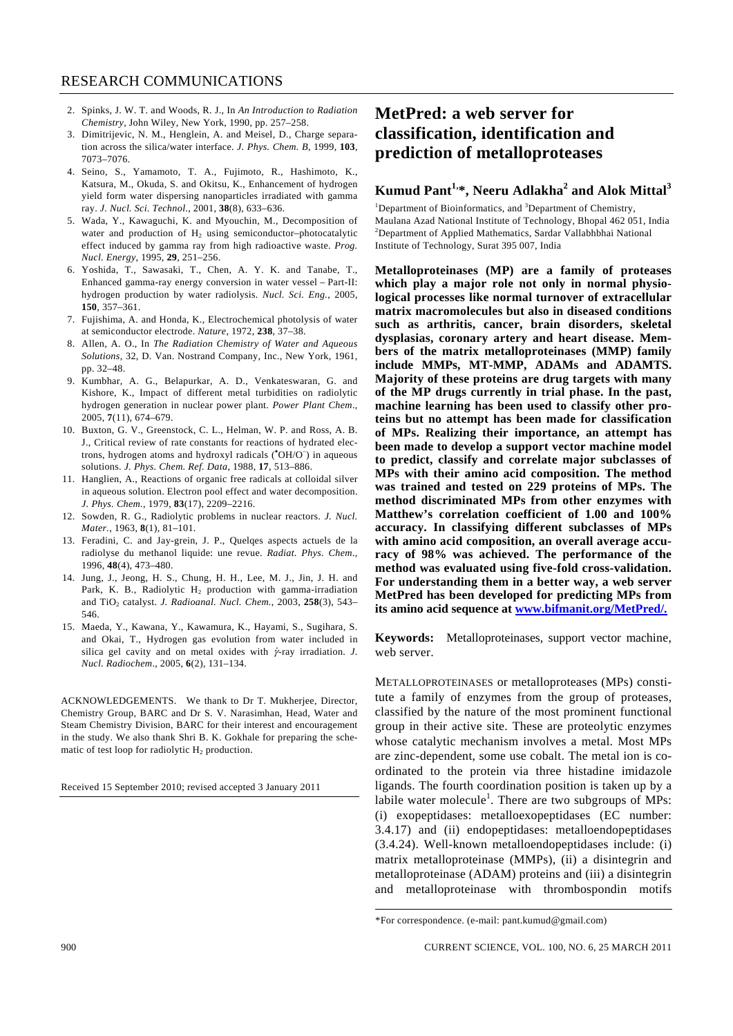2. Spinks, J. W. T. and Woods, R. J., In *An Introduction to Radiation Chemistry*, John Wiley, New York, 1990, pp. 257–258.
3. Dimitrijevic, N. M., Henglein, A. and Meisel, D., Charge separation across the silica/water interface. *J. Phys. Chem. B*, 1999, **103**, 7073–7076.
4. Seino, S., Yamamoto, T. A., Fujimoto, R., Hashimoto, K., Katsura, M., Okuda, S. and Okitsu, K., Enhancement of hydrogen yield form water dispersing nanoparticles irradiated with gamma ray. *J. Nucl. Sci. Technol.*, 2001, **38**(8), 633–636.
5. Wada, Y., Kawaguchi, K. and Myouchin, M., Decomposition of water and production of $H_2$ using semiconductor–photocatalytic effect induced by gamma ray from high radioactive waste. *Prog. Nucl. Energy*, 1995, **29**, 251–256.
6. Yoshida, T., Sawasaki, T., Chen, A. Y. K. and Tanabe, T., Enhanced gamma-ray energy conversion in water vessel – Part-II: hydrogen production by water radiolysis. *Nucl. Sci. Eng.*, 2005, **150**, 357–361.
7. Fujishima, A. and Honda, K., Electrochemical photolysis of water at semiconductor electrode. *Nature*, 1972, **238**, 37–38.
8. Allen, A. O., In *The Radiation Chemistry of Water and Aqueous Solutions*, 32, D. Van. Nostrand Company, Inc., New York, 1961, pp. 32–48.
9. Kumbhar, A. G., Belapurkar, A. D., Venkateswaran, G. and Kishore, K., Impact of different metal turbidities on radiolytic hydrogen generation in nuclear power plant. *Power Plant Chem.*, 2005, **7**(11), 674–679.
10. Buxton, G. V., Greenstock, C. L., Helman, W. P. and Ross, A. B. J., Critical review of rate constants for reactions of hydrated electrons, hydrogen atoms and hydroxyl radicals ($^{\bullet}OH/O^{-}$) in aqueous solutions. *J. Phys. Chem. Ref. Data*, 1988, **17**, 513–886.
11. Hanglien, A., Reactions of organic free radicals at colloidal silver in aqueous solution. Electron pool effect and water decomposition. *J. Phys. Chem.*, 1979, **83**(17), 2209–2216.
12. Sowden, R. G., Radiolytic problems in nuclear reactors. *J. Nucl. Mater.*, 1963, **8**(1), 81–101.
13. Feradini, C. and Jay-grein, J. P., Quelqes aspects actuels de la radiolyse du methanol liquide: une revue. *Radiat. Phys. Chem.*, 1996, **48**(4), 473–480.
14. Jung, J., Jeong, H. S., Chung, H. H., Lee, M. J., Jin, J. H. and Park, K. B., Radiolytic $H_2$ production with gamma-irradiation and $TiO_2$ catalyst. *J. Radioanal. Nucl. Chem.*, 2003, **258**(3), 543–546.
15. Maeda, Y., Kawana, Y., Kawamura, K., Hayami, S., Sugihara, S. and Okai, T., Hydrogen gas evolution from water included in silica gel cavity and on metal oxides with $\gamma$-ray irradiation. *J. Nucl. Radiochem.*, 2005, **6**(2), 131–134.

ACKNOWLEDGEMENTS. We thank to Dr T. Mukherjee, Director, Chemistry Group, BARC and Dr S. V. Narasimhan, Head, Water and Steam Chemistry Division, BARC for their interest and encouragement in the study. We also thank Shri B. K. Gokhale for preparing the schematic of test loop for radiolytic $H_2$ production.

Received 15 September 2010; revised accepted 3 January 2011

# MetPred: a web server for classification, identification and prediction of metalloproteases

**Kumud Pant[1,*], Neeru Adlakha[2] and Alok Mittal[3]**

[1]Department of Bioinformatics, and [3]Department of Chemistry, Maulana Azad National Institute of Technology, Bhopal 462 051, India
[2]Department of Applied Mathematics, Sardar Vallabhbhai National Institute of Technology, Surat 395 007, India

**Metalloproteinases (MP) are a family of proteases which play a major role not only in normal physiological processes like normal turnover of extracellular matrix macromolecules but also in diseased conditions such as arthritis, cancer, brain disorders, skeletal dysplasias, coronary artery and heart disease. Members of the matrix metalloproteinases (MMP) family include MMPs, MT-MMP, ADAMs and ADAMTS. Majority of these proteins are drug targets with many of the MP drugs currently in trial phase. In the past, machine learning has been used to classify other proteins but no attempt has been made for classification of MPs. Realizing their importance, an attempt has been made to develop a support vector machine model to predict, classify and correlate major subclasses of MPs with their amino acid composition. The method was trained and tested on 229 proteins of MPs. The method discriminated MPs from other enzymes with Matthew's correlation coefficient of 1.00 and 100% accuracy. In classifying different subclasses of MPs with amino acid composition, an overall average accuracy of 98% was achieved. The performance of the method was evaluated using five-fold cross-validation. For understanding them in a better way, a web server MetPred has been developed for predicting MPs from its amino acid sequence at www.bifmanit.org/MetPred/.**

**Keywords:** Metalloproteinases, support vector machine, web server.

METALLOPROTEINASES or metalloproteases (MPs) constitute a family of enzymes from the group of proteases, classified by the nature of the most prominent functional group in their active site. These are proteolytic enzymes whose catalytic mechanism involves a metal. Most MPs are zinc-dependent, some use cobalt. The metal ion is coordinated to the protein via three histadine imidazole ligands. The fourth coordination position is taken up by a labile water molecule[1]. There are two subgroups of MPs: (i) exopeptidases: metalloexopeptidases (EC number: 3.4.17) and (ii) endopeptidases: metalloendopeptidases (3.4.24). Well-known metalloendopeptidases include: (i) matrix metalloproteinase (MMPs), (ii) a disintegrin and metalloproteinase (ADAM) proteins and (iii) a disintegrin and metalloproteinase with thrombospondin motifs

*For correspondence. (e-mail: pant.kumud@gmail.com)